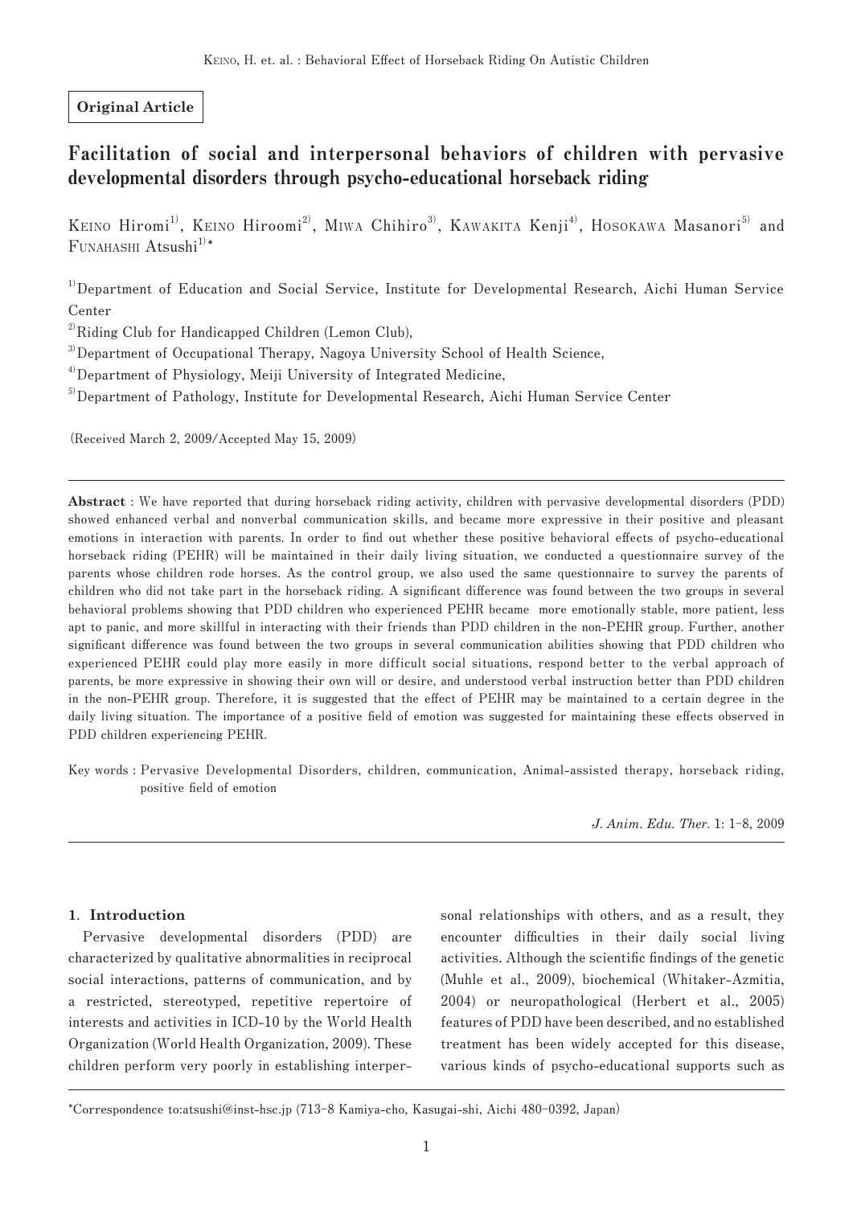**Original Article**

# Facilitation of social and interpersonal behaviors of children with pervasive developmental disorders through psycho-educational horseback riding

KEINO Hiromi[1], KEINO Hiroomi[2], MIWA Chihiro[3], KAWAKITA Kenji[4], HOSOKAWA Masanori[5] and FUNAHASHI Atsushi[1]*

[1] Department of Education and Social Service, Institute for Developmental Research, Aichi Human Service Center

[2] Riding Club for Handicapped Children (Lemon Club),

[3] Department of Occupational Therapy, Nagoya University School of Health Science,

[4] Department of Physiology, Meiji University of Integrated Medicine,

[5] Department of Pathology, Institute for Developmental Research, Aichi Human Service Center

(Received March 2, 2009/Accepted May 15, 2009)

---

**Abstract** : We have reported that during horseback riding activity, children with pervasive developmental disorders (PDD) showed enhanced verbal and nonverbal communication skills, and became more expressive in their positive and pleasant emotions in interaction with parents. In order to find out whether these positive behavioral effects of psycho-educational horseback riding (PEHR) will be maintained in their daily living situation, we conducted a questionnaire survey of the parents whose children rode horses. As the control group, we also used the same questionnaire to survey the parents of children who did not take part in the horseback riding. A significant difference was found between the two groups in several behavioral problems showing that PDD children who experienced PEHR became more emotionally stable, more patient, less apt to panic, and more skillful in interacting with their friends than PDD children in the non-PEHR group. Further, another significant difference was found between the two groups in several communication abilities showing that PDD children who experienced PEHR could play more easily in more difficult social situations, respond better to the verbal approach of parents, be more expressive in showing their own will or desire, and understood verbal instruction better than PDD children in the non-PEHR group. Therefore, it is suggested that the effect of PEHR may be maintained to a certain degree in the daily living situation. The importance of a positive field of emotion was suggested for maintaining these effects observed in PDD children experiencing PEHR.

Key words : Pervasive Developmental Disorders, children, communication, Animal-assisted therapy, horseback riding, positive field of emotion

*J. Anim. Edu. Ther.* 1: 1–8, 2009

---

## 1. Introduction

Pervasive developmental disorders (PDD) are characterized by qualitative abnormalities in reciprocal social interactions, patterns of communication, and by a restricted, stereotyped, repetitive repertoire of interests and activities in ICD-10 by the World Health Organization (World Health Organization, 2009). These children perform very poorly in establishing interpersonal relationships with others, and as a result, they encounter difficulties in their daily social living activities. Although the scientific findings of the genetic (Muhle et al., 2009), biochemical (Whitaker-Azmitia, 2004) or neuropathological (Herbert et al., 2005) features of PDD have been described, and no established treatment has been widely accepted for this disease, various kinds of psycho-educational supports such as

---

*Correspondence to:atsushi@inst-hsc.jp (713-8 Kamiya-cho, Kasugai-shi, Aichi 480-0392, Japan)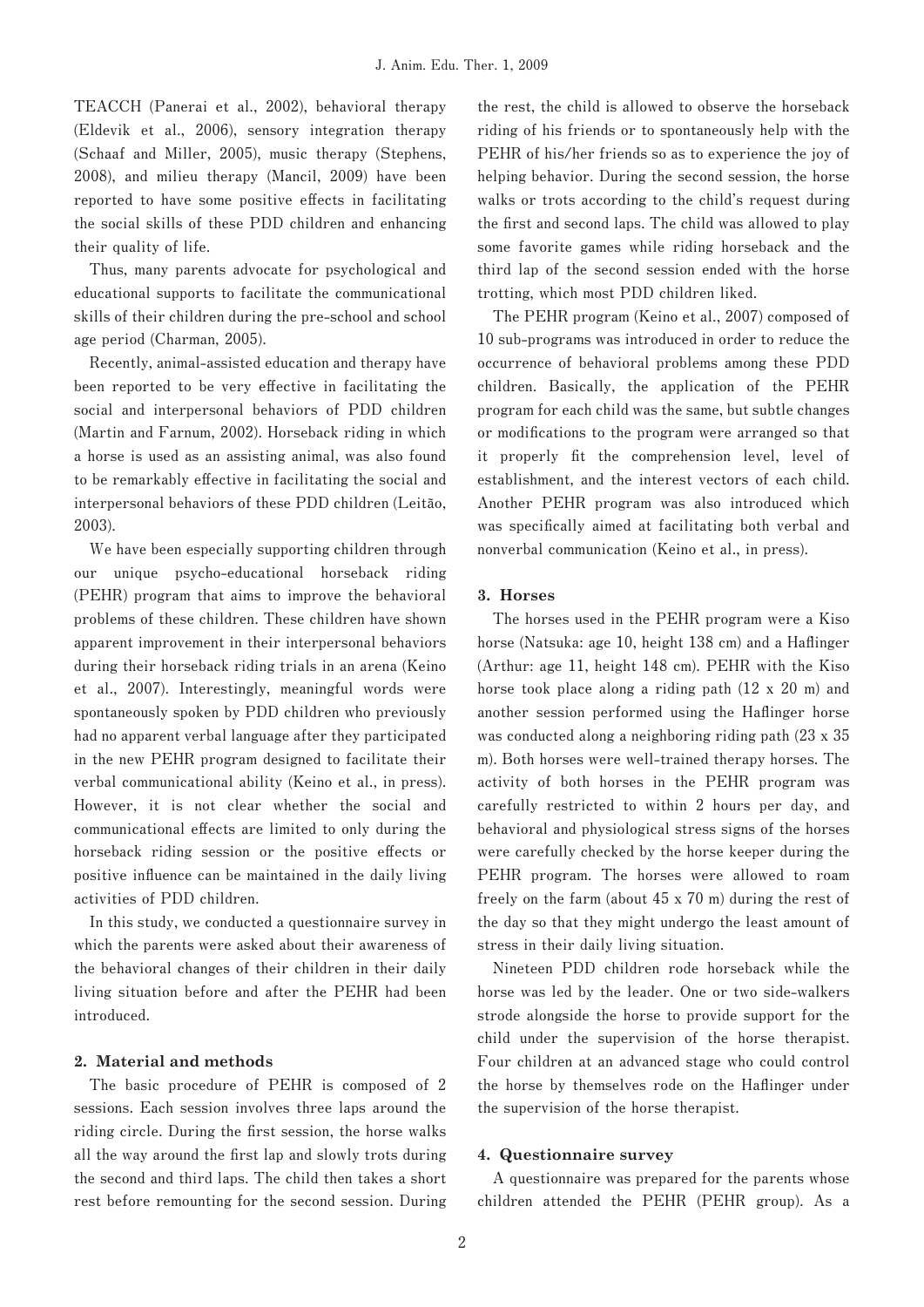TEACCH (Panerai et al., 2002), behavioral therapy (Eldevik et al., 2006), sensory integration therapy (Schaaf and Miller, 2005), music therapy (Stephens, 2008), and milieu therapy (Mancil, 2009) have been reported to have some positive effects in facilitating the social skills of these PDD children and enhancing their quality of life.

Thus, many parents advocate for psychological and educational supports to facilitate the communicational skills of their children during the pre-school and school age period (Charman, 2005).

Recently, animal-assisted education and therapy have been reported to be very effective in facilitating the social and interpersonal behaviors of PDD children (Martin and Farnum, 2002). Horseback riding in which a horse is used as an assisting animal, was also found to be remarkably effective in facilitating the social and interpersonal behaviors of these PDD children (Leitão, 2003).

We have been especially supporting children through our unique psycho-educational horseback riding (PEHR) program that aims to improve the behavioral problems of these children. These children have shown apparent improvement in their interpersonal behaviors during their horseback riding trials in an arena (Keino et al., 2007). Interestingly, meaningful words were spontaneously spoken by PDD children who previously had no apparent verbal language after they participated in the new PEHR program designed to facilitate their verbal communicational ability (Keino et al., in press). However, it is not clear whether the social and communicational effects are limited to only during the horseback riding session or the positive effects or positive influence can be maintained in the daily living activities of PDD children.

In this study, we conducted a questionnaire survey in which the parents were asked about their awareness of the behavioral changes of their children in their daily living situation before and after the PEHR had been introduced.

## 2. Material and methods

The basic procedure of PEHR is composed of 2 sessions. Each session involves three laps around the riding circle. During the first session, the horse walks all the way around the first lap and slowly trots during the second and third laps. The child then takes a short rest before remounting for the second session. During the rest, the child is allowed to observe the horseback riding of his friends or to spontaneously help with the PEHR of his/her friends so as to experience the joy of helping behavior. During the second session, the horse walks or trots according to the child's request during the first and second laps. The child was allowed to play some favorite games while riding horseback and the third lap of the second session ended with the horse trotting, which most PDD children liked.

The PEHR program (Keino et al., 2007) composed of 10 sub-programs was introduced in order to reduce the occurrence of behavioral problems among these PDD children. Basically, the application of the PEHR program for each child was the same, but subtle changes or modifications to the program were arranged so that it properly fit the comprehension level, level of establishment, and the interest vectors of each child. Another PEHR program was also introduced which was specifically aimed at facilitating both verbal and nonverbal communication (Keino et al., in press).

## 3. Horses

The horses used in the PEHR program were a Kiso horse (Natsuka: age 10, height 138 cm) and a Haflinger (Arthur: age 11, height 148 cm). PEHR with the Kiso horse took place along a riding path (12 x 20 m) and another session performed using the Haflinger horse was conducted along a neighboring riding path (23 x 35 m). Both horses were well-trained therapy horses. The activity of both horses in the PEHR program was carefully restricted to within 2 hours per day, and behavioral and physiological stress signs of the horses were carefully checked by the horse keeper during the PEHR program. The horses were allowed to roam freely on the farm (about 45 x 70 m) during the rest of the day so that they might undergo the least amount of stress in their daily living situation.

Nineteen PDD children rode horseback while the horse was led by the leader. One or two side-walkers strode alongside the horse to provide support for the child under the supervision of the horse therapist. Four children at an advanced stage who could control the horse by themselves rode on the Haflinger under the supervision of the horse therapist.

## 4. Questionnaire survey

A questionnaire was prepared for the parents whose children attended the PEHR (PEHR group). As a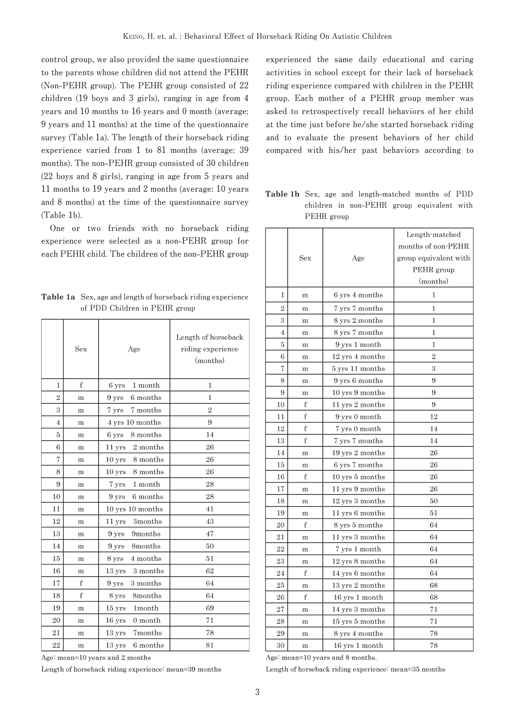control group, we also provided the same questionnaire to the parents whose children did not attend the PEHR (Non-PEHR group). The PEHR group consisted of 22 children (19 boys and 3 girls), ranging in age from 4 years and 10 months to 16 years and 0 month (average: 9 years and 11 months) at the time of the questionnaire survey (Table 1a). The length of their horseback riding experience varied from 1 to 81 months (average: 39 months). The non-PEHR group consisted of 30 children (22 boys and 8 girls), ranging in age from 5 years and 11 months to 19 years and 2 months (average: 10 years and 8 months) at the time of the questionnaire survey (Table 1b).

One or two friends with no horseback riding experience were selected as a non-PEHR group for each PEHR child. The children of the non-PEHR group experienced the same daily educational and caring activities in school except for their lack of horseback riding experience compared with children in the PEHR group. Each mother of a PEHR group member was asked to retrospectively recall behaviors of her child at the time just before he/she started horseback riding and to evaluate the present behaviors of her child compared with his/her past behaviors according to

**Table 1a** Sex, age and length of horseback riding experience of PDD Children in PEHR group

| | Sex | Age | Length of horseback riding experience (months) |
|---|---|---|---|
| 1 | f | 6 yrs 1 month | 1 |
| 2 | m | 9 yrs 6 months | 1 |
| 3 | m | 7 yrs 7 months | 2 |
| 4 | m | 4 yrs 10 months | 9 |
| 5 | m | 6 yrs 8 months | 14 |
| 6 | m | 11 yrs 2 months | 26 |
| 7 | m | 10 yrs 8 months | 26 |
| 8 | m | 10 yrs 8 months | 26 |
| 9 | m | 7 yrs 1 month | 28 |
| 10 | m | 9 yrs 6 months | 28 |
| 11 | m | 10 yrs 10 months | 41 |
| 12 | m | 11 yrs 3months | 43 |
| 13 | m | 9 yrs 9months | 47 |
| 14 | m | 9 yrs 8months | 50 |
| 15 | m | 8 yrs 4 months | 51 |
| 16 | m | 13 yrs 3 months | 62 |
| 17 | f | 9 yrs 3 months | 64 |
| 18 | f | 8 yrs 8months | 64 |
| 19 | m | 15 yrs 1month | 69 |
| 20 | m | 16 yrs 0 month | 71 |
| 21 | m | 13 yrs 7months | 78 |
| 22 | m | 13 yrs 6 months | 81 |

Age: mean=10 years and 2 months

Length of horseback riding experience: mean=39 months

**Table 1b** Sex, age and length-matched months of PDD children in non-PEHR group equivalent with PEHR group

| | Sex | Age | Length-matched months of non-PEHR group equivalent with PEHR group (months) |
|---|---|---|---|
| 1 | m | 6 yrs 4 months | 1 |
| 2 | m | 7 yrs 7 months | 1 |
| 3 | m | 8 yrs 2 months | 1 |
| 4 | m | 8 yrs 7 months | 1 |
| 5 | m | 9 yrs 1 month | 1 |
| 6 | m | 12 yrs 4 months | 2 |
| 7 | m | 5 yrs 11 months | 3 |
| 8 | m | 9 yrs 6 months | 9 |
| 9 | m | 10 yrs 9 months | 9 |
| 10 | f | 11 yrs 2 months | 9 |
| 11 | f | 9 yrs 0 month | 12 |
| 12 | f | 7 yrs 0 month | 14 |
| 13 | f | 7 yrs 7 months | 14 |
| 14 | m | 19 yrs 2 months | 26 |
| 15 | m | 6 yrs 7 months | 26 |
| 16 | f | 10 yrs 5 months | 26 |
| 17 | m | 11 yrs 9 months | 26 |
| 18 | m | 12 yrs 3 months | 50 |
| 19 | m | 11 yrs 6 months | 51 |
| 20 | f | 8 yrs 5 months | 64 |
| 21 | m | 11 yrs 3 months | 64 |
| 22 | m | 7 yrs 1 month | 64 |
| 23 | m | 12 yrs 8 months | 64 |
| 24 | f | 14 yrs 6 months | 64 |
| 25 | m | 13 yrs 2 months | 68 |
| 26 | f | 16 yrs 1 month | 68 |
| 27 | m | 14 yrs 3 months | 71 |
| 28 | m | 15 yrs 5 months | 71 |
| 29 | m | 8 yrs 4 months | 78 |
| 30 | m | 16 yrs 1 month | 78 |

Age: mean=10 years and 8 months.

Length of horseback riding experience: mean=35 months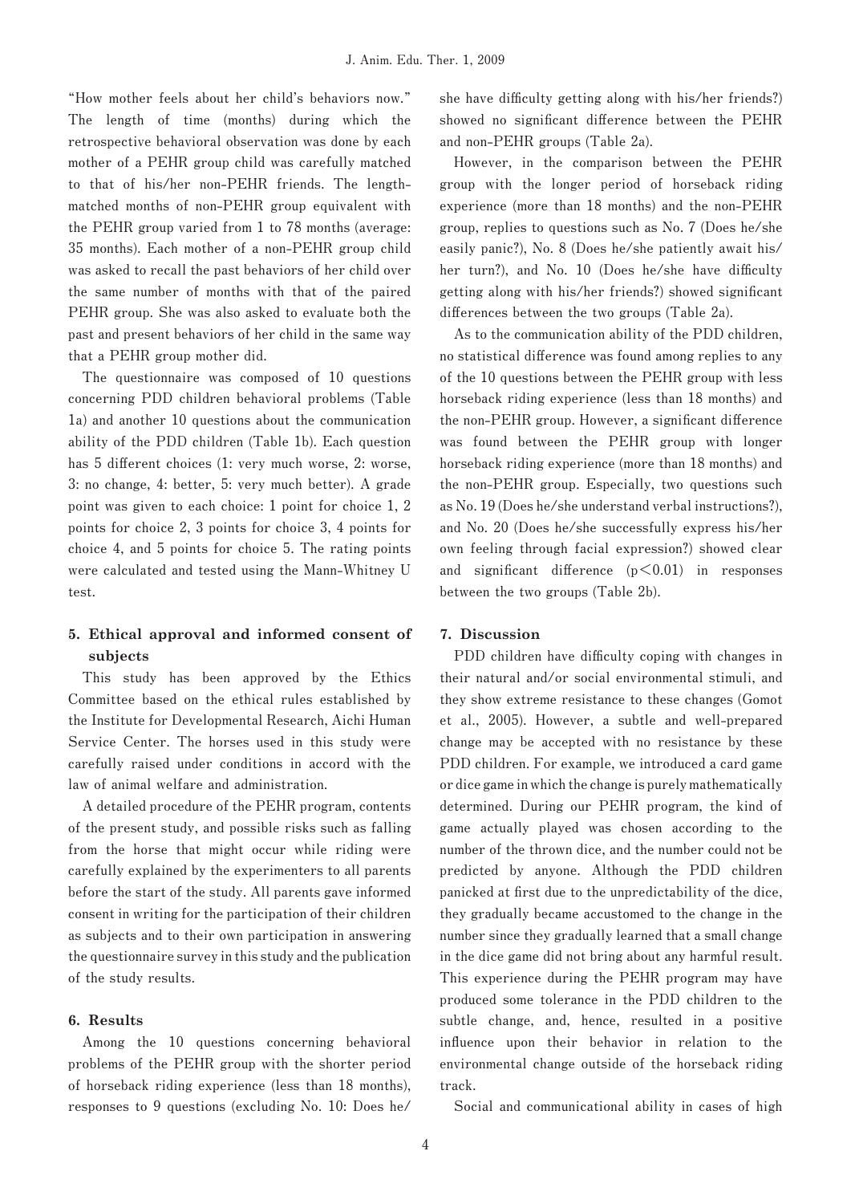"How mother feels about her child's behaviors now." The length of time (months) during which the retrospective behavioral observation was done by each mother of a PEHR group child was carefully matched to that of his/her non-PEHR friends. The length-matched months of non-PEHR group equivalent with the PEHR group varied from 1 to 78 months (average: 35 months). Each mother of a non-PEHR group child was asked to recall the past behaviors of her child over the same number of months with that of the paired PEHR group. She was also asked to evaluate both the past and present behaviors of her child in the same way that a PEHR group mother did.

The questionnaire was composed of 10 questions concerning PDD children behavioral problems (Table 1a) and another 10 questions about the communication ability of the PDD children (Table 1b). Each question has 5 different choices (1: very much worse, 2: worse, 3: no change, 4: better, 5: very much better). A grade point was given to each choice: 1 point for choice 1, 2 points for choice 2, 3 points for choice 3, 4 points for choice 4, and 5 points for choice 5. The rating points were calculated and tested using the Mann-Whitney U test.

## 5. Ethical approval and informed consent of subjects

This study has been approved by the Ethics Committee based on the ethical rules established by the Institute for Developmental Research, Aichi Human Service Center. The horses used in this study were carefully raised under conditions in accord with the law of animal welfare and administration.

A detailed procedure of the PEHR program, contents of the present study, and possible risks such as falling from the horse that might occur while riding were carefully explained by the experimenters to all parents before the start of the study. All parents gave informed consent in writing for the participation of their children as subjects and to their own participation in answering the questionnaire survey in this study and the publication of the study results.

## 6. Results

Among the 10 questions concerning behavioral problems of the PEHR group with the shorter period of horseback riding experience (less than 18 months), responses to 9 questions (excluding No. 10: Does he/she have difficulty getting along with his/her friends?) showed no significant difference between the PEHR and non-PEHR groups (Table 2a).

However, in the comparison between the PEHR group with the longer period of horseback riding experience (more than 18 months) and the non-PEHR group, replies to questions such as No. 7 (Does he/she easily panic?), No. 8 (Does he/she patiently await his/her turn?), and No. 10 (Does he/she have difficulty getting along with his/her friends?) showed significant differences between the two groups (Table 2a).

As to the communication ability of the PDD children, no statistical difference was found among replies to any of the 10 questions between the PEHR group with less horseback riding experience (less than 18 months) and the non-PEHR group. However, a significant difference was found between the PEHR group with longer horseback riding experience (more than 18 months) and the non-PEHR group. Especially, two questions such as No. 19 (Does he/she understand verbal instructions?), and No. 20 (Does he/she successfully express his/her own feeling through facial expression?) showed clear and significant difference ($p < 0.01$) in responses between the two groups (Table 2b).

## 7. Discussion

PDD children have difficulty coping with changes in their natural and/or social environmental stimuli, and they show extreme resistance to these changes (Gomot et al., 2005). However, a subtle and well-prepared change may be accepted with no resistance by these PDD children. For example, we introduced a card game or dice game in which the change is purely mathematically determined. During our PEHR program, the kind of game actually played was chosen according to the number of the thrown dice, and the number could not be predicted by anyone. Although the PDD children panicked at first due to the unpredictability of the dice, they gradually became accustomed to the change in the number since they gradually learned that a small change in the dice game did not bring about any harmful result. This experience during the PEHR program may have produced some tolerance in the PDD children to the subtle change, and, hence, resulted in a positive influence upon their behavior in relation to the environmental change outside of the horseback riding track.

Social and communicational ability in cases of high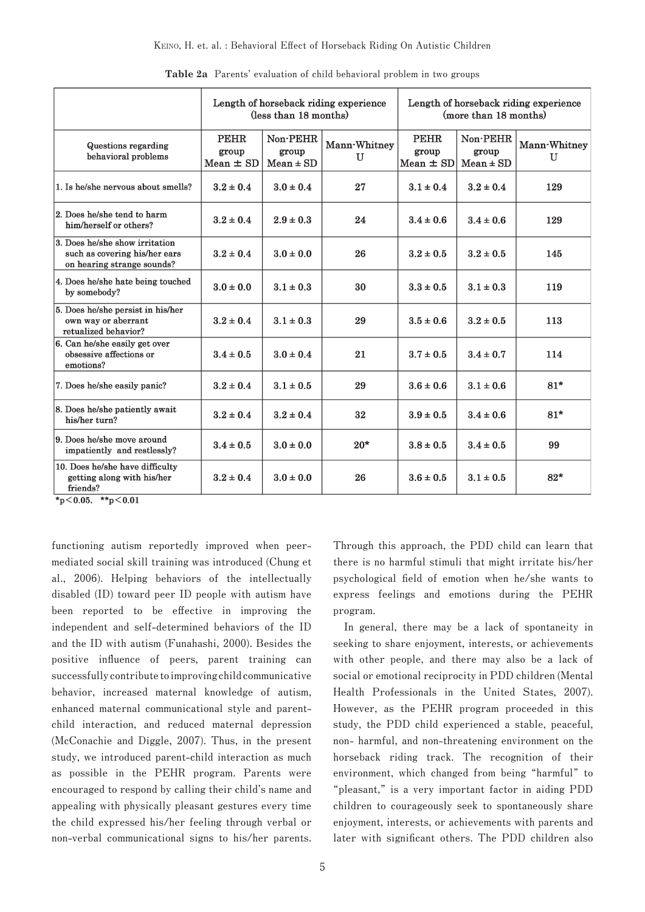**Table 2a** Parents' evaluation of child behavioral problem in two groups

| | Length of horseback riding experience (less than 18 months) | | | Length of horseback riding experience (more than 18 months) | | |
|---|---|---|---|---|---|---|
| Questions regarding behavioral problems | PEHR group Mean ± SD | Non-PEHR group Mean ± SD | Mann-Whitney U | PEHR group Mean ± SD | Non-PEHR group Mean ± SD | Mann-Whitney U |
| 1. Is he/she nervous about smells? | 3.2 ± 0.4 | 3.0 ± 0.4 | 27 | 3.1 ± 0.4 | 3.2 ± 0.4 | 129 |
| 2. Does he/she tend to harm him/herself or others? | 3.2 ± 0.4 | 2.9 ± 0.3 | 24 | 3.4 ± 0.6 | 3.4 ± 0.6 | 129 |
| 3. Does he/she show irritation such as covering his/her ears on hearing strange sounds? | 3.2 ± 0.4 | 3.0 ± 0.0 | 26 | 3.2 ± 0.5 | 3.2 ± 0.5 | 145 |
| 4. Does he/she hate being touched by somebody? | 3.0 ± 0.0 | 3.1 ± 0.3 | 30 | 3.3 ± 0.5 | 3.1 ± 0.3 | 119 |
| 5. Does he/she persist in his/her own way or aberrant retualized behavior? | 3.2 ± 0.4 | 3.1 ± 0.3 | 29 | 3.5 ± 0.6 | 3.2 ± 0.5 | 113 |
| 6. Can he/she easily get over obsessive affections or emotions? | 3.4 ± 0.5 | 3.0 ± 0.4 | 21 | 3.7 ± 0.5 | 3.4 ± 0.7 | 114 |
| 7. Does he/she easily panic? | 3.2 ± 0.4 | 3.1 ± 0.5 | 29 | 3.6 ± 0.6 | 3.1 ± 0.6 | 81* |
| 8. Does he/she patiently await his/her turn? | 3.2 ± 0.4 | 3.2 ± 0.4 | 32 | 3.9 ± 0.5 | 3.4 ± 0.6 | 81* |
| 9. Does he/she move around impatiently and restlessly? | 3.4 ± 0.5 | 3.0 ± 0.0 | 20* | 3.8 ± 0.5 | 3.4 ± 0.5 | 99 |
| 10. Does he/she have difficulty getting along with his/her friends? | 3.2 ± 0.4 | 3.0 ± 0.0 | 26 | 3.6 ± 0.5 | 3.1 ± 0.5 | 82* |

*$p < 0.05$, **$p < 0.01$

functioning autism reportedly improved when peer-mediated social skill training was introduced (Chung et al., 2006). Helping behaviors of the intellectually disabled (ID) toward peer ID people with autism have been reported to be effective in improving the independent and self-determined behaviors of the ID and the ID with autism (Funahashi, 2000). Besides the positive influence of peers, parent training can successfully contribute to improving child communicative behavior, increased maternal knowledge of autism, enhanced maternal communicational style and parent-child interaction, and reduced maternal depression (McConachie and Diggle, 2007). Thus, in the present study, we introduced parent-child interaction as much as possible in the PEHR program. Parents were encouraged to respond by calling their child's name and appealing with physically pleasant gestures every time the child expressed his/her feeling through verbal or non-verbal communicational signs to his/her parents. Through this approach, the PDD child can learn that there is no harmful stimuli that might irritate his/her psychological field of emotion when he/she wants to express feelings and emotions during the PEHR program.

In general, there may be a lack of spontaneity in seeking to share enjoyment, interests, or achievements with other people, and there may also be a lack of social or emotional reciprocity in PDD children (Mental Health Professionals in the United States, 2007). However, as the PEHR program proceeded in this study, the PDD child experienced a stable, peaceful, non- harmful, and non-threatening environment on the horseback riding track. The recognition of their environment, which changed from being "harmful" to "pleasant," is a very important factor in aiding PDD children to courageously seek to spontaneously share enjoyment, interests, or achievements with parents and later with significant others. The PDD children also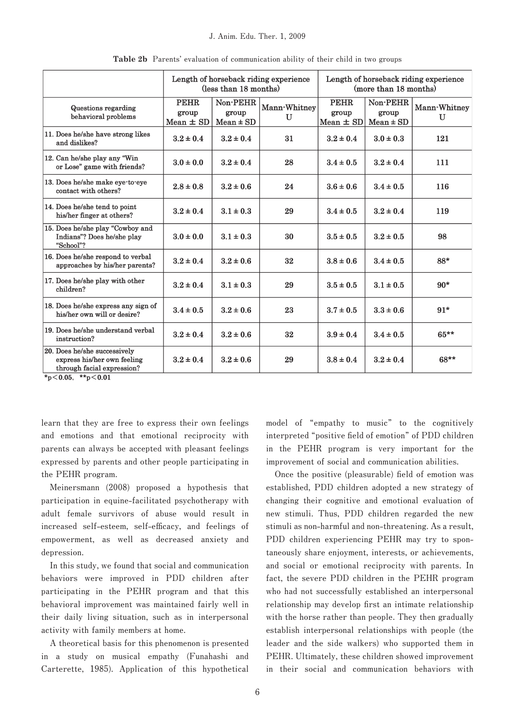**Table 2b** Parents' evaluation of communication ability of their child in two groups

| Questions regarding behavioral problems | Length of horseback riding experience (less than 18 months) | | | Length of horseback riding experience (more than 18 months) | | |
|---|---|---|---|---|---|---|
| | PEHR group Mean ± SD | Non-PEHR group Mean ± SD | Mann-Whitney U | PEHR group Mean ± SD | Non-PEHR group Mean ± SD | Mann-Whitney U |
| 11. Does he/she have strong likes and dislikes? | 3.2 ± 0.4 | 3.2 ± 0.4 | 31 | 3.2 ± 0.4 | 3.0 ± 0.3 | 121 |
| 12. Can he/she play any "Win or Lose" game with friends? | 3.0 ± 0.0 | 3.2 ± 0.4 | 28 | 3.4 ± 0.5 | 3.2 ± 0.4 | 111 |
| 13. Does he/she make eye-to-eye contact with others? | 2.8 ± 0.8 | 3.2 ± 0.6 | 24 | 3.6 ± 0.6 | 3.4 ± 0.5 | 116 |
| 14. Does he/she tend to point his/her finger at others? | 3.2 ± 0.4 | 3.1 ± 0.3 | 29 | 3.4 ± 0.5 | 3.2 ± 0.4 | 119 |
| 15. Does he/she play "Cowboy and Indians"? Does he/she play "School"? | 3.0 ± 0.0 | 3.1 ± 0.3 | 30 | 3.5 ± 0.5 | 3.2 ± 0.5 | 98 |
| 16. Does he/she respond to verbal approaches by his/her parents? | 3.2 ± 0.4 | 3.2 ± 0.6 | 32 | 3.8 ± 0.6 | 3.4 ± 0.5 | 88* |
| 17. Does he/she play with other children? | 3.2 ± 0.4 | 3.1 ± 0.3 | 29 | 3.5 ± 0.5 | 3.1 ± 0.5 | 90* |
| 18. Does he/she express any sign of his/her own will or desire? | 3.4 ± 0.5 | 3.2 ± 0.6 | 23 | 3.7 ± 0.5 | 3.3 ± 0.6 | 91* |
| 19. Does he/she understand verbal instruction? | 3.2 ± 0.4 | 3.2 ± 0.6 | 32 | 3.9 ± 0.4 | 3.4 ± 0.5 | 65** |
| 20. Does he/she successively express his/her own feeling through facial expression? | 3.2 ± 0.4 | 3.2 ± 0.6 | 29 | 3.8 ± 0.4 | 3.2 ± 0.4 | 68** |

*$p < 0.05$, **$p < 0.01$

learn that they are free to express their own feelings and emotions and that emotional reciprocity with parents can always be accepted with pleasant feelings expressed by parents and other people participating in the PEHR program.

Meinersmann (2008) proposed a hypothesis that participation in equine-facilitated psychotherapy with adult female survivors of abuse would result in increased self-esteem, self-efficacy, and feelings of empowerment, as well as decreased anxiety and depression.

In this study, we found that social and communication behaviors were improved in PDD children after participating in the PEHR program and that this behavioral improvement was maintained fairly well in their daily living situation, such as in interpersonal activity with family members at home.

A theoretical basis for this phenomenon is presented in a study on musical empathy (Funahashi and Carterette, 1985). Application of this hypothetical model of "empathy to music" to the cognitively interpreted "positive field of emotion" of PDD children in the PEHR program is very important for the improvement of social and communication abilities.

Once the positive (pleasurable) field of emotion was established, PDD children adopted a new strategy of changing their cognitive and emotional evaluation of new stimuli. Thus, PDD children regarded the new stimuli as non-harmful and non-threatening. As a result, PDD children experiencing PEHR may try to spontaneously share enjoyment, interests, or achievements, and social or emotional reciprocity with parents. In fact, the severe PDD children in the PEHR program who had not successfully established an interpersonal relationship may develop first an intimate relationship with the horse rather than people. They then gradually establish interpersonal relationships with people (the leader and the side walkers) who supported them in PEHR. Ultimately, these children showed improvement in their social and communication behaviors with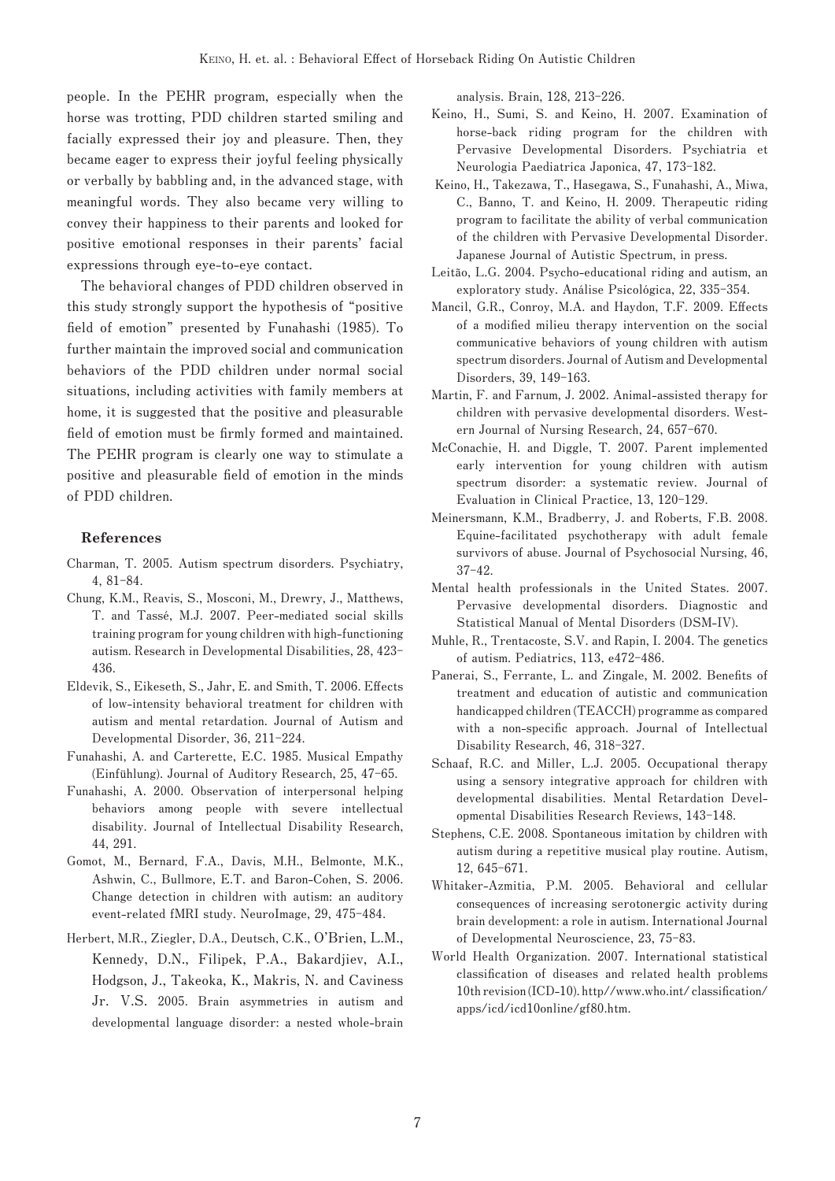people. In the PEHR program, especially when the horse was trotting, PDD children started smiling and facially expressed their joy and pleasure. Then, they became eager to express their joyful feeling physically or verbally by babbling and, in the advanced stage, with meaningful words. They also became very willing to convey their happiness to their parents and looked for positive emotional responses in their parents' facial expressions through eye-to-eye contact.

The behavioral changes of PDD children observed in this study strongly support the hypothesis of "positive field of emotion" presented by Funahashi (1985). To further maintain the improved social and communication behaviors of the PDD children under normal social situations, including activities with family members at home, it is suggested that the positive and pleasurable field of emotion must be firmly formed and maintained. The PEHR program is clearly one way to stimulate a positive and pleasurable field of emotion in the minds of PDD children.

## References

Charman, T. 2005. Autism spectrum disorders. Psychiatry, 4, 81-84.

Chung, K.M., Reavis, S., Mosconi, M., Drewry, J., Matthews, T. and Tassé, M.J. 2007. Peer-mediated social skills training program for young children with high-functioning autism. Research in Developmental Disabilities, 28, 423-436.

Eldevik, S., Eikeseth, S., Jahr, E. and Smith, T. 2006. Effects of low-intensity behavioral treatment for children with autism and mental retardation. Journal of Autism and Developmental Disorder, 36, 211-224.

Funahashi, A. and Carterette, E.C. 1985. Musical Empathy (Einfühlung). Journal of Auditory Research, 25, 47-65.

Funahashi, A. 2000. Observation of interpersonal helping behaviors among people with severe intellectual disability. Journal of Intellectual Disability Research, 44, 291.

Gomot, M., Bernard, F.A., Davis, M.H., Belmonte, M.K., Ashwin, C., Bullmore, E.T. and Baron-Cohen, S. 2006. Change detection in children with autism: an auditory event-related fMRI study. NeuroImage, 29, 475-484.

Herbert, M.R., Ziegler, D.A., Deutsch, C.K., O'Brien, L.M., Kennedy, D.N., Filipek, P.A., Bakardjiev, A.I., Hodgson, J., Takeoka, K., Makris, N. and Caviness Jr. V.S. 2005. Brain asymmetries in autism and developmental language disorder: a nested whole-brain analysis. Brain, 128, 213-226.

Keino, H., Sumi, S. and Keino, H. 2007. Examination of horse-back riding program for the children with Pervasive Developmental Disorders. Psychiatria et Neurologia Paediatrica Japonica, 47, 173-182.

Keino, H., Takezawa, T., Hasegawa, S., Funahashi, A., Miwa, C., Banno, T. and Keino, H. 2009. Therapeutic riding program to facilitate the ability of verbal communication of the children with Pervasive Developmental Disorder. Japanese Journal of Autistic Spectrum, in press.

Leitão, L.G. 2004. Psycho-educational riding and autism, an exploratory study. Análise Psicológica, 22, 335-354.

Mancil, G.R., Conroy, M.A. and Haydon, T.F. 2009. Effects of a modified milieu therapy intervention on the social communicative behaviors of young children with autism spectrum disorders. Journal of Autism and Developmental Disorders, 39, 149-163.

Martin, F. and Farnum, J. 2002. Animal-assisted therapy for children with pervasive developmental disorders. Western Journal of Nursing Research, 24, 657-670.

McConachie, H. and Diggle, T. 2007. Parent implemented early intervention for young children with autism spectrum disorder: a systematic review. Journal of Evaluation in Clinical Practice, 13, 120-129.

Meinersmann, K.M., Bradberry, J. and Roberts, F.B. 2008. Equine-facilitated psychotherapy with adult female survivors of abuse. Journal of Psychosocial Nursing, 46, 37-42.

Mental health professionals in the United States. 2007. Pervasive developmental disorders. Diagnostic and Statistical Manual of Mental Disorders (DSM-IV).

Muhle, R., Trentacoste, S.V. and Rapin, I. 2004. The genetics of autism. Pediatrics, 113, e472-486.

Panerai, S., Ferrante, L. and Zingale, M. 2002. Benefits of treatment and education of autistic and communication handicapped children (TEACCH) programme as compared with a non-specific approach. Journal of Intellectual Disability Research, 46, 318-327.

Schaaf, R.C. and Miller, L.J. 2005. Occupational therapy using a sensory integrative approach for children with developmental disabilities. Mental Retardation Developmental Disabilities Research Reviews, 143-148.

Stephens, C.E. 2008. Spontaneous imitation by children with autism during a repetitive musical play routine. Autism, 12, 645-671.

Whitaker-Azmitia, P.M. 2005. Behavioral and cellular consequences of increasing serotonergic activity during brain development: a role in autism. International Journal of Developmental Neuroscience, 23, 75-83.

World Health Organization. 2007. International statistical classification of diseases and related health problems 10th revision (ICD-10). http//www.who.int/ classification/ apps/icd/icd10online/gf80.htm.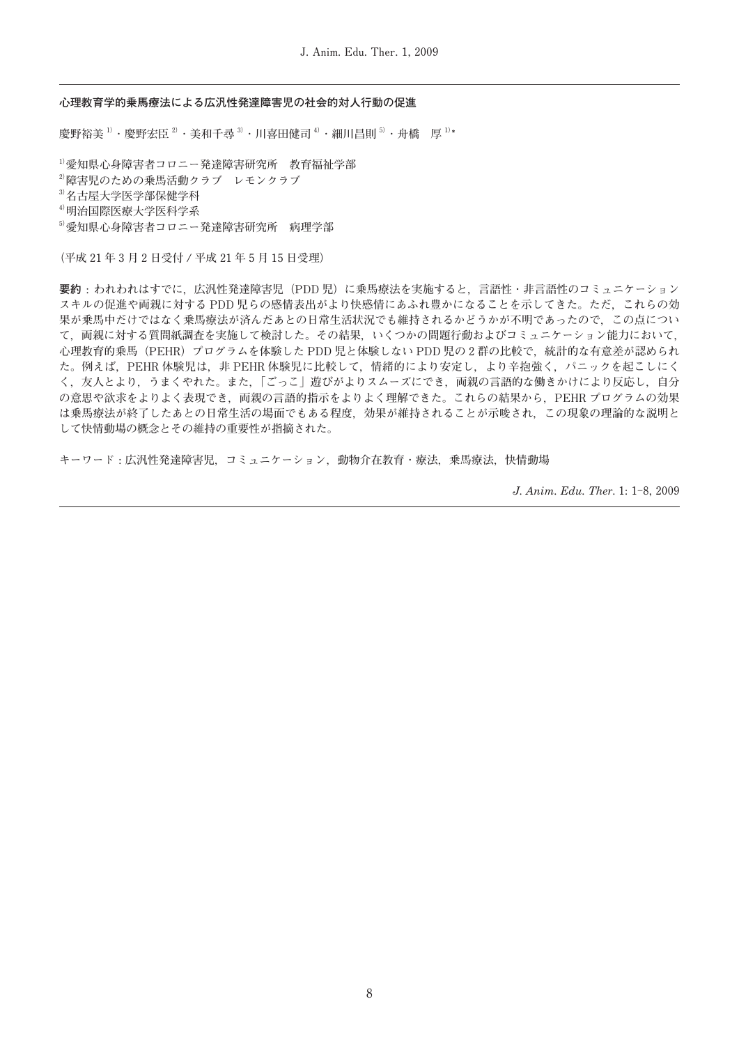**心理教育学的乗馬療法による広汎性発達障害児の社会的対人行動の促進**

慶野裕美[1]・慶野宏臣[2]・美和千尋[3]・川喜田健司[4]・細川昌則[5]・舟橋　厚[1]*

[1]愛知県心身障害者コロニー発達障害研究所　教育福祉学部
[2]障害児のための乗馬活動クラブ　レモンクラブ
[3]名古屋大学医学部保健学科
[4]明治国際医療大学医科学系
[5]愛知県心身障害者コロニー発達障害研究所　病理学部

（平成 21 年 3 月 2 日受付 / 平成 21 年 5 月 15 日受理）

**要約**：われわれはすでに，広汎性発達障害児（PDD 児）に乗馬療法を実施すると，言語性・非言語性のコミュニケーションスキルの促進や両親に対する PDD 児らの感情表出がより快感情にあふれ豊かになることを示してきた。ただ，これらの効果が乗馬中だけではなく乗馬療法が済んだあとの日常生活状況でも維持されるかどうかが不明であったので，この点について，両親に対する質問紙調査を実施して検討した。その結果，いくつかの問題行動およびコミュニケーション能力において，心理教育的乗馬（PEHR）プログラムを体験した PDD 児と体験しない PDD 児の 2 群の比較で，統計的な有意差が認められた。例えば，PEHR 体験児は，非 PEHR 体験児に比較して，情緒的により安定し，より辛抱強く，パニックを起こしにくく，友人とより，うまくやれた。また，「ごっこ」遊びがよりスムーズにでき，両親の言語的な働きかけにより反応し，自分の意思や欲求をよりよく表現でき，両親の言語的指示をよりよく理解できた。これらの結果から，PEHR プログラムの効果は乗馬療法が終了したあとの日常生活の場面でもある程度，効果が維持されることが示唆され，この現象の理論的な説明として快情動場の概念とその維持の重要性が指摘された。

キーワード : 広汎性発達障害児，コミュニケーション，動物介在教育・療法，乗馬療法，快情動場

*J. Anim. Edu. Ther.* 1: 1-8, 2009